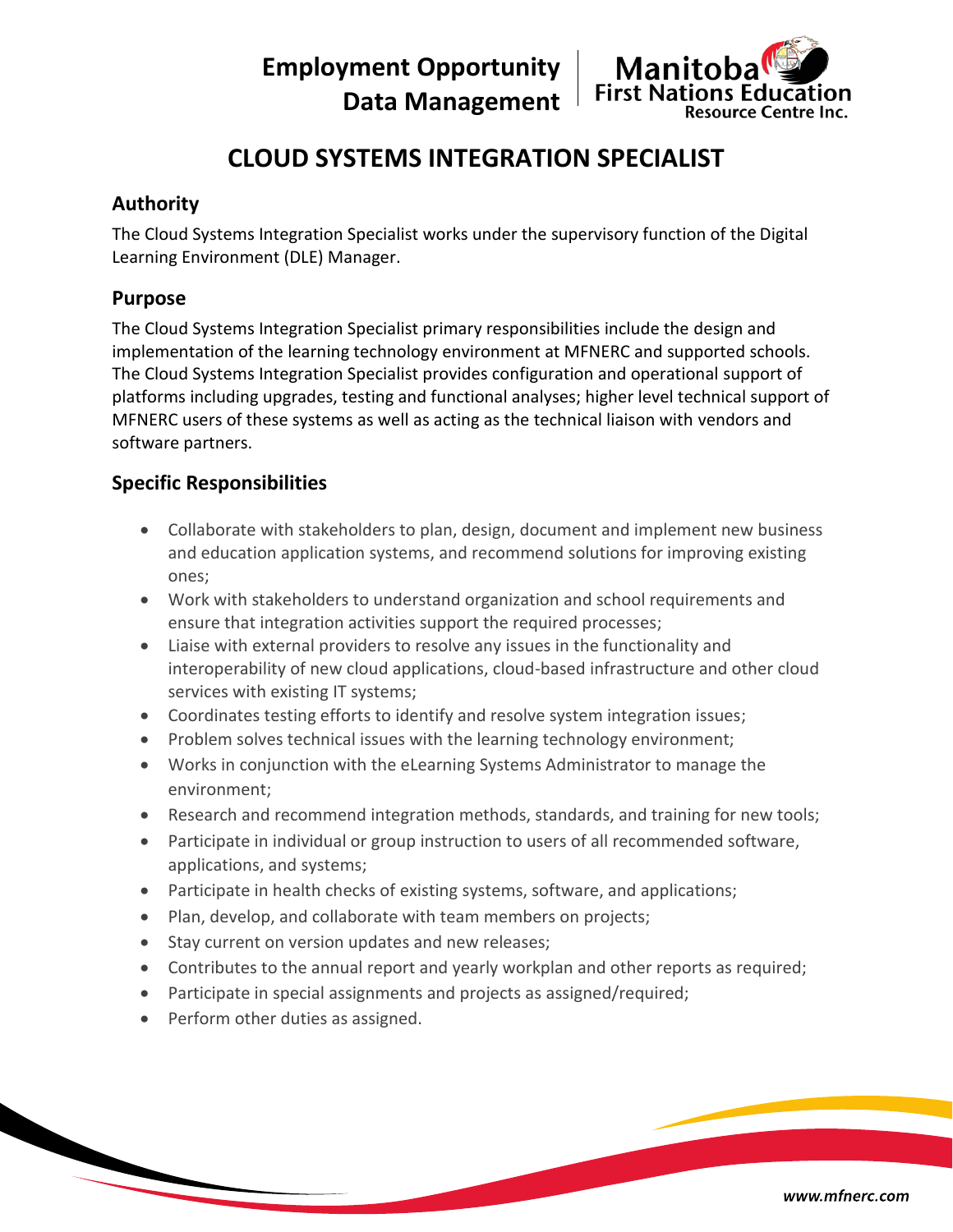**Employment Opportunity**
**Data Management**

Manitoba First Nations Education Resource Centre Inc.

# CLOUD SYSTEMS INTEGRATION SPECIALIST

## Authority

The Cloud Systems Integration Specialist works under the supervisory function of the Digital Learning Environment (DLE) Manager.

## Purpose

The Cloud Systems Integration Specialist primary responsibilities include the design and implementation of the learning technology environment at MFNERC and supported schools. The Cloud Systems Integration Specialist provides configuration and operational support of platforms including upgrades, testing and functional analyses; higher level technical support of MFNERC users of these systems as well as acting as the technical liaison with vendors and software partners.

## Specific Responsibilities

- Collaborate with stakeholders to plan, design, document and implement new business and education application systems, and recommend solutions for improving existing ones;
- Work with stakeholders to understand organization and school requirements and ensure that integration activities support the required processes;
- Liaise with external providers to resolve any issues in the functionality and interoperability of new cloud applications, cloud-based infrastructure and other cloud services with existing IT systems;
- Coordinates testing efforts to identify and resolve system integration issues;
- Problem solves technical issues with the learning technology environment;
- Works in conjunction with the eLearning Systems Administrator to manage the environment;
- Research and recommend integration methods, standards, and training for new tools;
- Participate in individual or group instruction to users of all recommended software, applications, and systems;
- Participate in health checks of existing systems, software, and applications;
- Plan, develop, and collaborate with team members on projects;
- Stay current on version updates and new releases;
- Contributes to the annual report and yearly workplan and other reports as required;
- Participate in special assignments and projects as assigned/required;
- Perform other duties as assigned.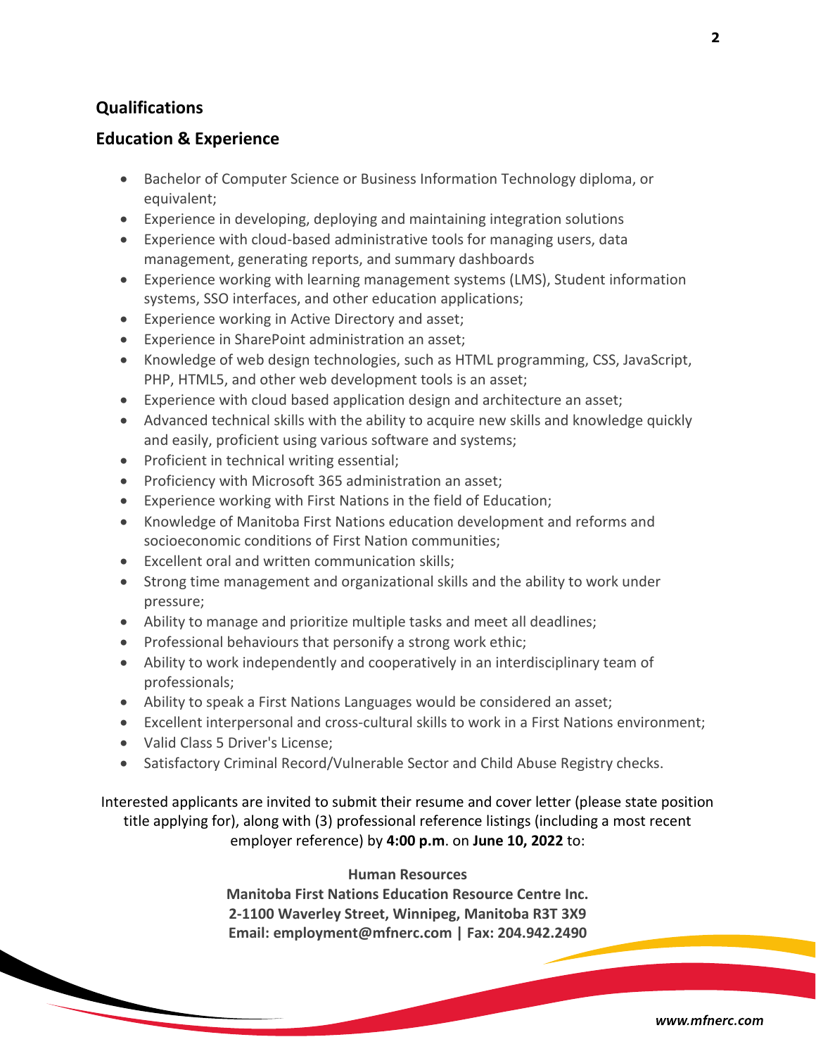## Qualifications

## Education & Experience

- Bachelor of Computer Science or Business Information Technology diploma, or equivalent;
- Experience in developing, deploying and maintaining integration solutions
- Experience with cloud-based administrative tools for managing users, data management, generating reports, and summary dashboards
- Experience working with learning management systems (LMS), Student information systems, SSO interfaces, and other education applications;
- Experience working in Active Directory and asset;
- Experience in SharePoint administration an asset;
- Knowledge of web design technologies, such as HTML programming, CSS, JavaScript, PHP, HTML5, and other web development tools is an asset;
- Experience with cloud based application design and architecture an asset;
- Advanced technical skills with the ability to acquire new skills and knowledge quickly and easily, proficient using various software and systems;
- Proficient in technical writing essential;
- Proficiency with Microsoft 365 administration an asset;
- Experience working with First Nations in the field of Education;
- Knowledge of Manitoba First Nations education development and reforms and socioeconomic conditions of First Nation communities;
- Excellent oral and written communication skills;
- Strong time management and organizational skills and the ability to work under pressure;
- Ability to manage and prioritize multiple tasks and meet all deadlines;
- Professional behaviours that personify a strong work ethic;
- Ability to work independently and cooperatively in an interdisciplinary team of professionals;
- Ability to speak a First Nations Languages would be considered an asset;
- Excellent interpersonal and cross-cultural skills to work in a First Nations environment;
- Valid Class 5 Driver's License;
- Satisfactory Criminal Record/Vulnerable Sector and Child Abuse Registry checks.

Interested applicants are invited to submit their resume and cover letter (please state position title applying for), along with (3) professional reference listings (including a most recent employer reference) by **4:00 p.m**. on **June 10, 2022** to:

**Human Resources**
**Manitoba First Nations Education Resource Centre Inc.**
**2-1100 Waverley Street, Winnipeg, Manitoba R3T 3X9**
**Email: employment@mfnerc.com | Fax: 204.942.2490**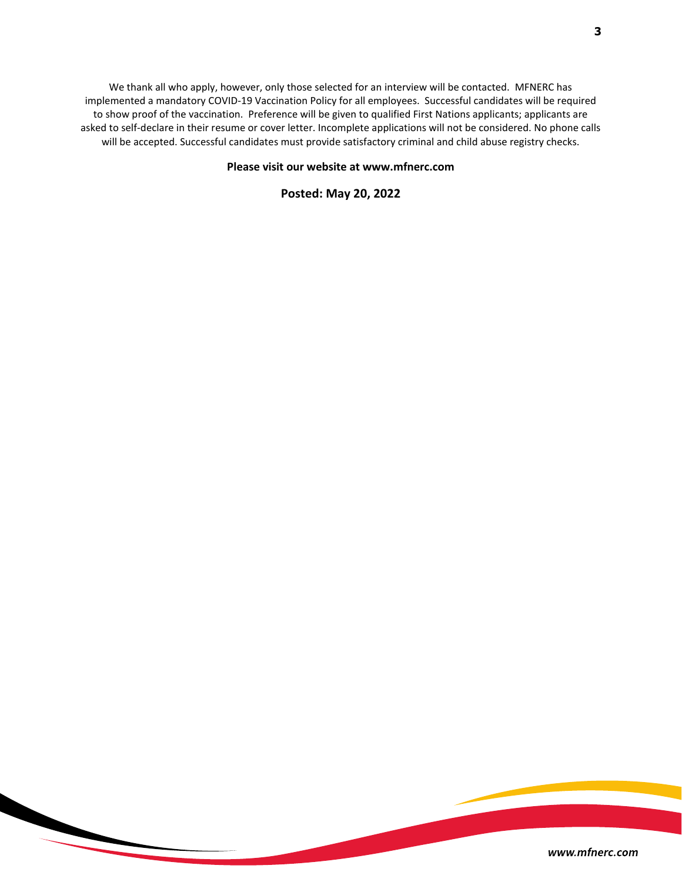We thank all who apply, however, only those selected for an interview will be contacted. MFNERC has implemented a mandatory COVID-19 Vaccination Policy for all employees. Successful candidates will be required to show proof of the vaccination. Preference will be given to qualified First Nations applicants; applicants are asked to self-declare in their resume or cover letter. Incomplete applications will not be considered. No phone calls will be accepted. Successful candidates must provide satisfactory criminal and child abuse registry checks.

**Please visit our website at www.mfnerc.com**

**Posted: May 20, 2022**